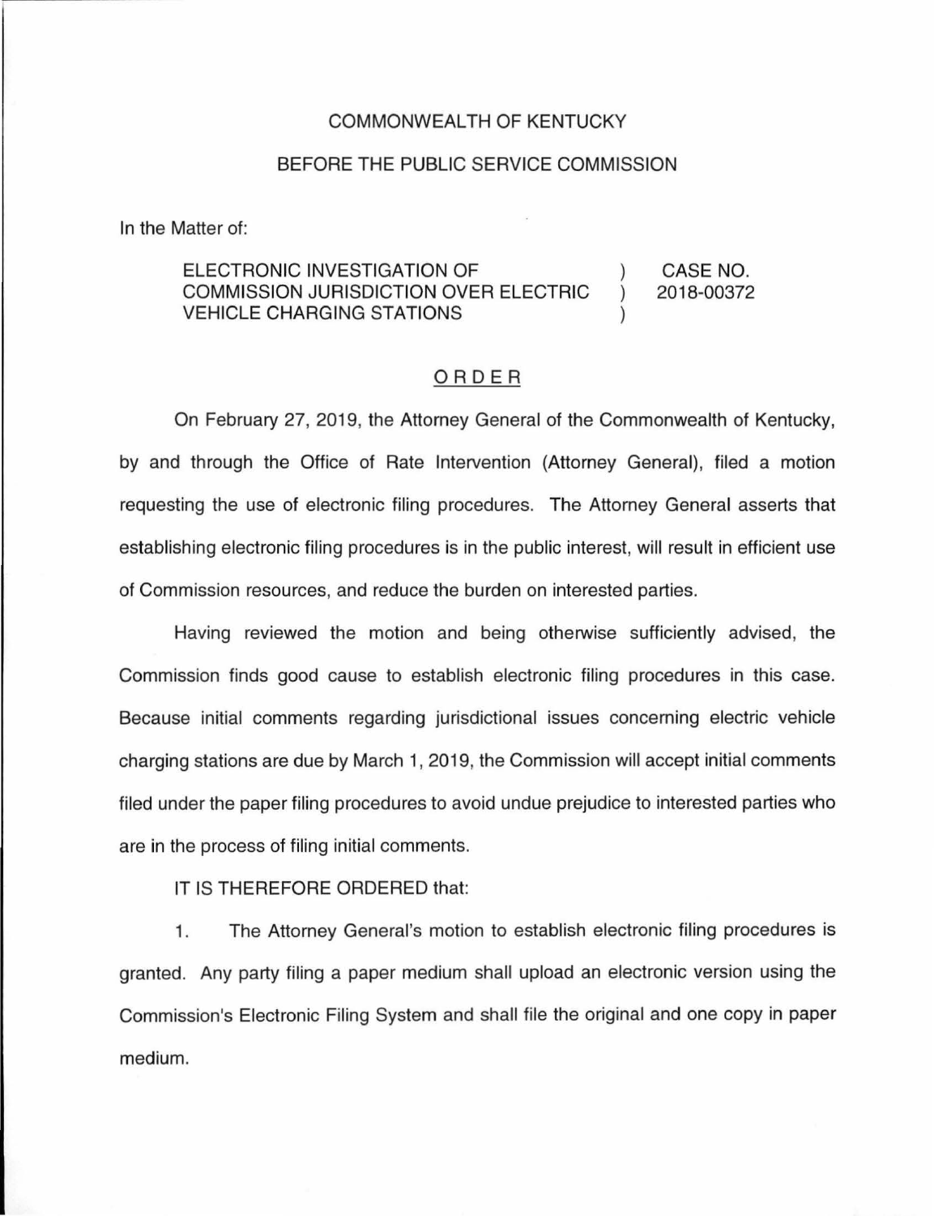COMMONWEALTH OF KENTUCKY

BEFORE THE PUBLIC SERVICE COMMISSION

In the Matter of:

| | | |
|---|---|---|
| ELECTRONIC INVESTIGATION OF COMMISSION JURISDICTION OVER ELECTRIC VEHICLE CHARGING STATIONS | ) ) ) | CASE NO. 2018-00372 |

## ORDER

On February 27, 2019, the Attorney General of the Commonwealth of Kentucky, by and through the Office of Rate Intervention (Attorney General), filed a motion requesting the use of electronic filing procedures. The Attorney General asserts that establishing electronic filing procedures is in the public interest, will result in efficient use of Commission resources, and reduce the burden on interested parties.

Having reviewed the motion and being otherwise sufficiently advised, the Commission finds good cause to establish electronic filing procedures in this case. Because initial comments regarding jurisdictional issues concerning electric vehicle charging stations are due by March 1, 2019, the Commission will accept initial comments filed under the paper filing procedures to avoid undue prejudice to interested parties who are in the process of filing initial comments.

IT IS THEREFORE ORDERED that:

1. The Attorney General's motion to establish electronic filing procedures is granted. Any party filing a paper medium shall upload an electronic version using the Commission's Electronic Filing System and shall file the original and one copy in paper medium.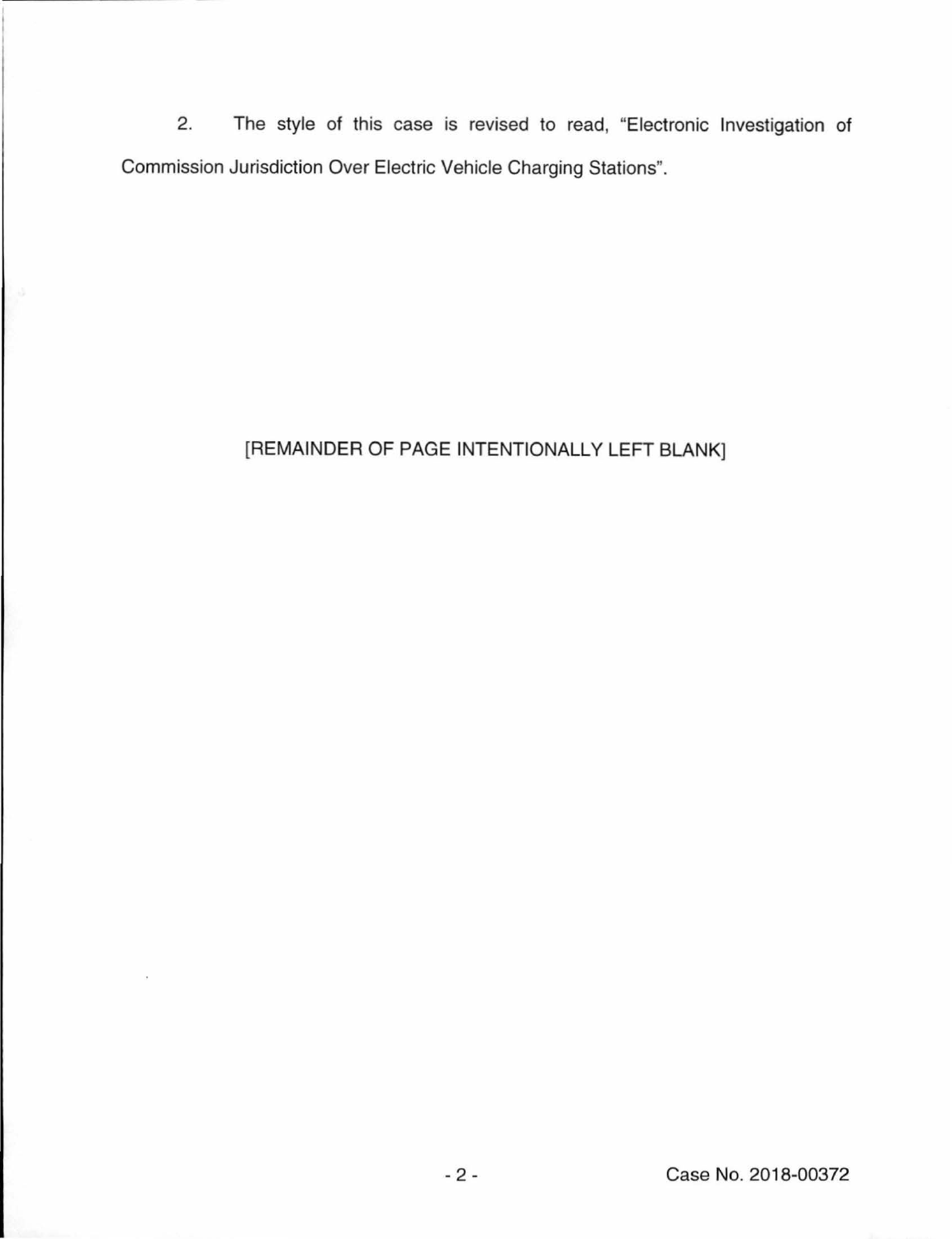2. The style of this case is revised to read, "Electronic Investigation of Commission Jurisdiction Over Electric Vehicle Charging Stations".

[REMAINDER OF PAGE INTENTIONALLY LEFT BLANK]

Case No. 2018-00372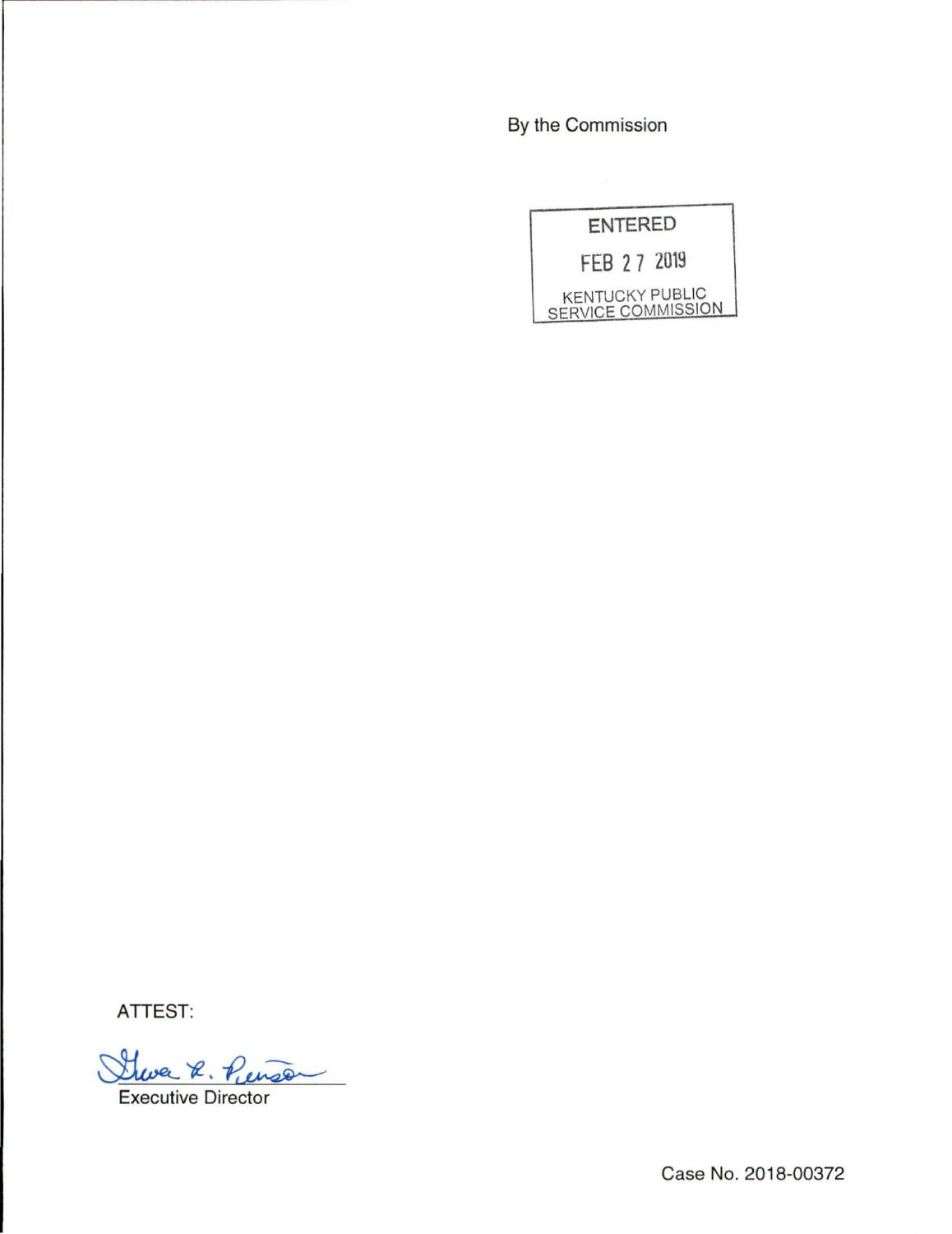By the Commission

ENTERED

FEB 27 2019

KENTUCKY PUBLIC SERVICE COMMISSION

ATTEST:

Gwen R. Pinson

Executive Director

Case No. 2018-00372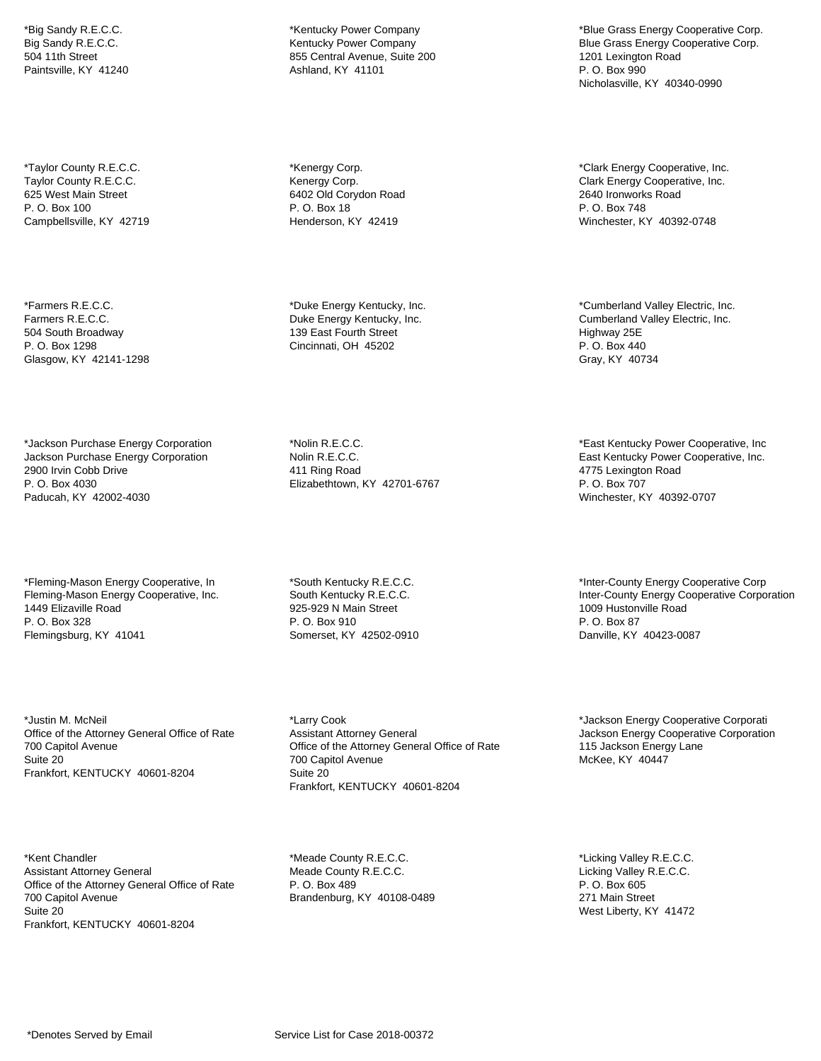*Big Sandy R.E.C.C.
Big Sandy R.E.C.C.
504 11th Street
Paintsville, KY  41240

*Kentucky Power Company
Kentucky Power Company
855 Central Avenue, Suite 200
Ashland, KY  41101

*Blue Grass Energy Cooperative Corp.
Blue Grass Energy Cooperative Corp.
1201 Lexington Road
P. O. Box 990
Nicholasville, KY  40340-0990

*Taylor County R.E.C.C.
Taylor County R.E.C.C.
625 West Main Street
P. O. Box 100
Campbellsville, KY  42719

*Kenergy Corp.
Kenergy Corp.
6402 Old Corydon Road
P. O. Box 18
Henderson, KY  42419

*Clark Energy Cooperative, Inc.
Clark Energy Cooperative, Inc.
2640 Ironworks Road
P. O. Box 748
Winchester, KY  40392-0748

*Farmers R.E.C.C.
Farmers R.E.C.C.
504 South Broadway
P. O. Box 1298
Glasgow, KY  42141-1298

*Duke Energy Kentucky, Inc.
Duke Energy Kentucky, Inc.
139 East Fourth Street
Cincinnati, OH  45202

*Cumberland Valley Electric, Inc.
Cumberland Valley Electric, Inc.
Highway 25E
P. O. Box 440
Gray, KY  40734

*Jackson Purchase Energy Corporation
Jackson Purchase Energy Corporation
2900 Irvin Cobb Drive
P. O. Box 4030
Paducah, KY  42002-4030

*Nolin R.E.C.C.
Nolin R.E.C.C.
411 Ring Road
Elizabethtown, KY  42701-6767

*East Kentucky Power Cooperative, Inc
East Kentucky Power Cooperative, Inc.
4775 Lexington Road
P. O. Box 707
Winchester, KY  40392-0707

*Fleming-Mason Energy Cooperative, In
Fleming-Mason Energy Cooperative, Inc.
1449 Elizaville Road
P. O. Box 328
Flemingsburg, KY  41041

*South Kentucky R.E.C.C.
South Kentucky R.E.C.C.
925-929 N Main Street
P. O. Box 910
Somerset, KY  42502-0910

*Inter-County Energy Cooperative Corp
Inter-County Energy Cooperative Corporation
1009 Hustonville Road
P. O. Box 87
Danville, KY  40423-0087

*Justin M. McNeil
Office of the Attorney General Office of Rate
700 Capitol Avenue
Suite 20
Frankfort, KENTUCKY  40601-8204

*Larry Cook
Assistant Attorney General
Office of the Attorney General Office of Rate
700 Capitol Avenue
Suite 20
Frankfort, KENTUCKY  40601-8204

*Jackson Energy Cooperative Corporati
Jackson Energy Cooperative Corporation
115 Jackson Energy Lane
McKee, KY  40447

*Kent Chandler
Assistant Attorney General
Office of the Attorney General Office of Rate
700 Capitol Avenue
Suite 20
Frankfort, KENTUCKY  40601-8204

*Meade County R.E.C.C.
Meade County R.E.C.C.
P. O. Box 489
Brandenburg, KY  40108-0489

*Licking Valley R.E.C.C.
Licking Valley R.E.C.C.
P. O. Box 605
271 Main Street
West Liberty, KY  41472

*Denotes Served by Email

Service List for Case 2018-00372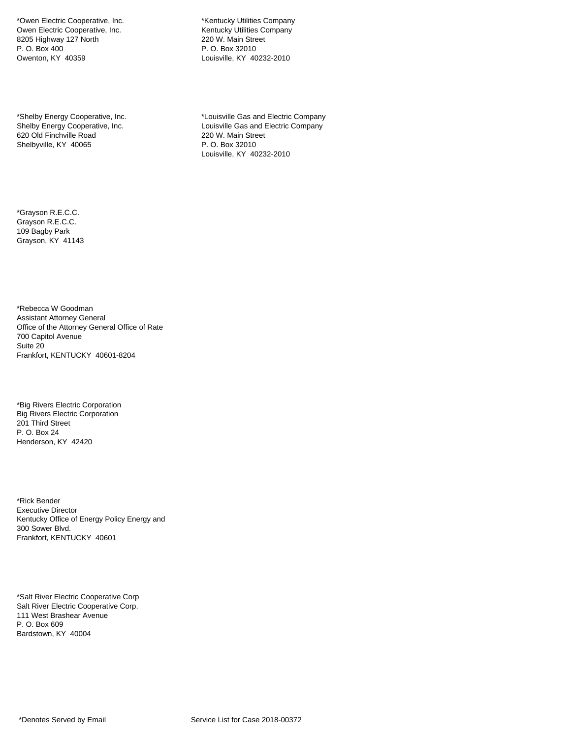*Owen Electric Cooperative, Inc.
Owen Electric Cooperative, Inc.
8205 Highway 127 North
P. O. Box 400
Owenton, KY  40359

*Kentucky Utilities Company
Kentucky Utilities Company
220 W. Main Street
P. O. Box 32010
Louisville, KY  40232-2010

*Shelby Energy Cooperative, Inc.
Shelby Energy Cooperative, Inc.
620 Old Finchville Road
Shelbyville, KY  40065

*Louisville Gas and Electric Company
Louisville Gas and Electric Company
220 W. Main Street
P. O. Box 32010
Louisville, KY  40232-2010

*Grayson R.E.C.C.
Grayson R.E.C.C.
109 Bagby Park
Grayson, KY  41143

*Rebecca W Goodman
Assistant Attorney General
Office of the Attorney General Office of Rate
700 Capitol Avenue
Suite 20
Frankfort, KENTUCKY  40601-8204

*Big Rivers Electric Corporation
Big Rivers Electric Corporation
201 Third Street
P. O. Box 24
Henderson, KY  42420

*Rick Bender
Executive Director
Kentucky Office of Energy Policy Energy and
300 Sower Blvd.
Frankfort, KENTUCKY  40601

*Salt River Electric Cooperative Corp
Salt River Electric Cooperative Corp.
111 West Brashear Avenue
P. O. Box 609
Bardstown, KY  40004

*Denotes Served by Email

Service List for Case 2018-00372